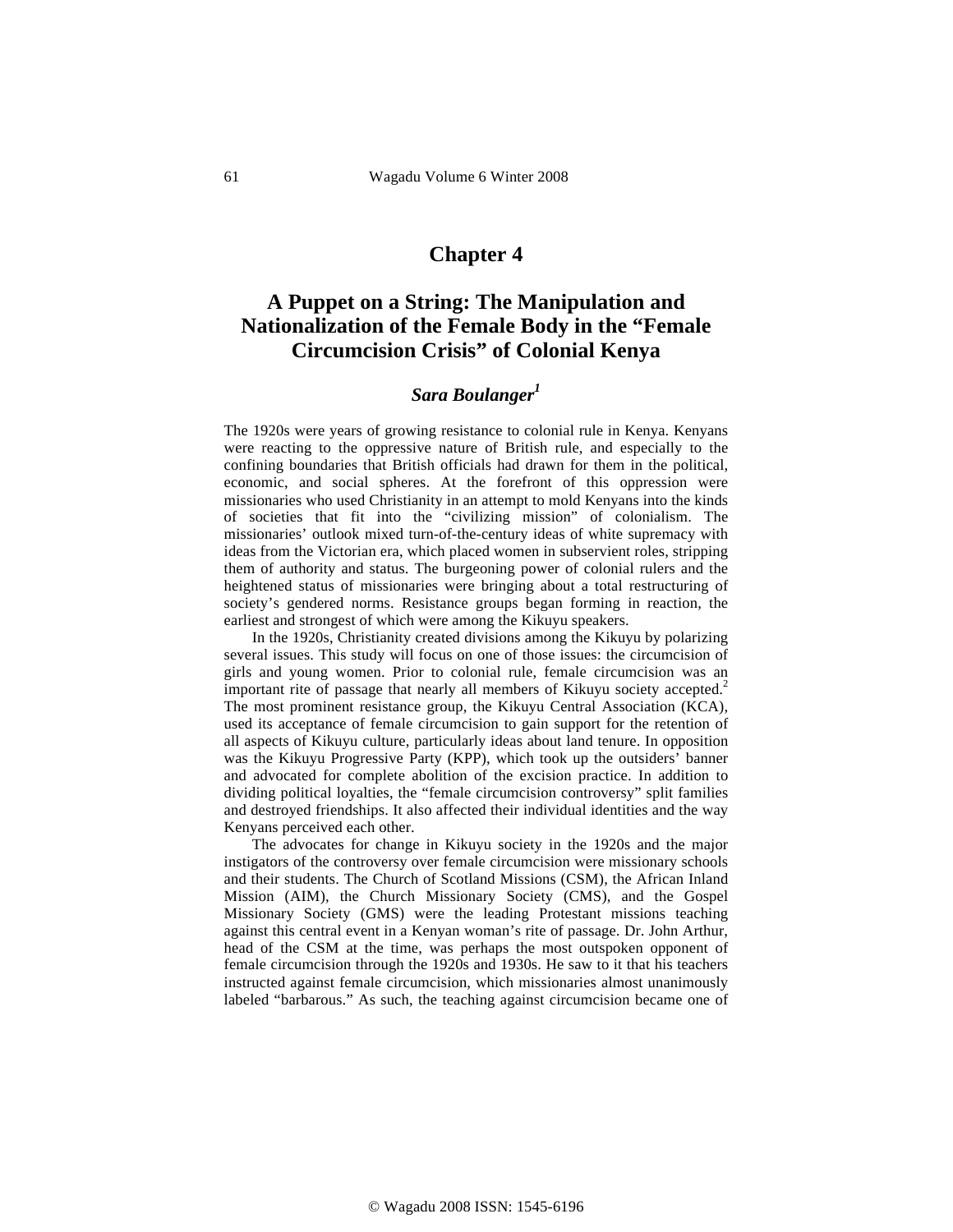# Chapter 4

## A Puppet on a String: The Manipulation and Nationalization of the Female Body in the "Female Circumcision Crisis" of Colonial Kenya

***Sara Boulanger*[1]**

The 1920s were years of growing resistance to colonial rule in Kenya. Kenyans were reacting to the oppressive nature of British rule, and especially to the confining boundaries that British officials had drawn for them in the political, economic, and social spheres. At the forefront of this oppression were missionaries who used Christianity in an attempt to mold Kenyans into the kinds of societies that fit into the "civilizing mission" of colonialism. The missionaries' outlook mixed turn-of-the-century ideas of white supremacy with ideas from the Victorian era, which placed women in subservient roles, stripping them of authority and status. The burgeoning power of colonial rulers and the heightened status of missionaries were bringing about a total restructuring of society's gendered norms. Resistance groups began forming in reaction, the earliest and strongest of which were among the Kikuyu speakers.

In the 1920s, Christianity created divisions among the Kikuyu by polarizing several issues. This study will focus on one of those issues: the circumcision of girls and young women. Prior to colonial rule, female circumcision was an important rite of passage that nearly all members of Kikuyu society accepted.[2] The most prominent resistance group, the Kikuyu Central Association (KCA), used its acceptance of female circumcision to gain support for the retention of all aspects of Kikuyu culture, particularly ideas about land tenure. In opposition was the Kikuyu Progressive Party (KPP), which took up the outsiders' banner and advocated for complete abolition of the excision practice. In addition to dividing political loyalties, the "female circumcision controversy" split families and destroyed friendships. It also affected their individual identities and the way Kenyans perceived each other.

The advocates for change in Kikuyu society in the 1920s and the major instigators of the controversy over female circumcision were missionary schools and their students. The Church of Scotland Missions (CSM), the African Inland Mission (AIM), the Church Missionary Society (CMS), and the Gospel Missionary Society (GMS) were the leading Protestant missions teaching against this central event in a Kenyan woman's rite of passage. Dr. John Arthur, head of the CSM at the time, was perhaps the most outspoken opponent of female circumcision through the 1920s and 1930s. He saw to it that his teachers instructed against female circumcision, which missionaries almost unanimously labeled "barbarous." As such, the teaching against circumcision became one of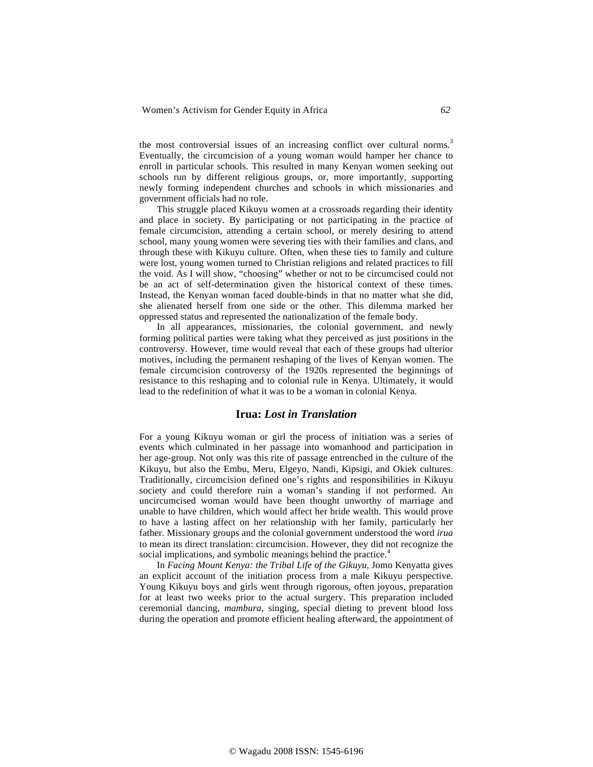the most controversial issues of an increasing conflict over cultural norms.[3] Eventually, the circumcision of a young woman would hamper her chance to enroll in particular schools. This resulted in many Kenyan women seeking out schools run by different religious groups, or, more importantly, supporting newly forming independent churches and schools in which missionaries and government officials had no role.

This struggle placed Kikuyu women at a crossroads regarding their identity and place in society. By participating or not participating in the practice of female circumcision, attending a certain school, or merely desiring to attend school, many young women were severing ties with their families and clans, and through these with Kikuyu culture. Often, when these ties to family and culture were lost, young women turned to Christian religions and related practices to fill the void. As I will show, "choosing" whether or not to be circumcised could not be an act of self-determination given the historical context of these times. Instead, the Kenyan woman faced double-binds in that no matter what she did, she alienated herself from one side or the other. This dilemma marked her oppressed status and represented the nationalization of the female body.

In all appearances, missionaries, the colonial government, and newly forming political parties were taking what they perceived as just positions in the controversy. However, time would reveal that each of these groups had ulterior motives, including the permanent reshaping of the lives of Kenyan women. The female circumcision controversy of the 1920s represented the beginnings of resistance to this reshaping and to colonial rule in Kenya. Ultimately, it would lead to the redefinition of what it was to be a woman in colonial Kenya.

## Irua: *Lost in Translation*

For a young Kikuyu woman or girl the process of initiation was a series of events which culminated in her passage into womanhood and participation in her age-group. Not only was this rite of passage entrenched in the culture of the Kikuyu, but also the Embu, Meru, Elgeyo, Nandi, Kipsigi, and Okiek cultures. Traditionally, circumcision defined one's rights and responsibilities in Kikuyu society and could therefore ruin a woman's standing if not performed. An uncircumcised woman would have been thought unworthy of marriage and unable to have children, which would affect her bride wealth. This would prove to have a lasting affect on her relationship with her family, particularly her father. Missionary groups and the colonial government understood the word *irua* to mean its direct translation: circumcision. However, they did not recognize the social implications, and symbolic meanings behind the practice.[4]

In *Facing Mount Kenya: the Tribal Life of the Gikuyu,* Jomo Kenyatta gives an explicit account of the initiation process from a male Kikuyu perspective. Young Kikuyu boys and girls went through rigorous, often joyous, preparation for at least two weeks prior to the actual surgery. This preparation included ceremonial dancing, *mambura*, singing, special dieting to prevent blood loss during the operation and promote efficient healing afterward, the appointment of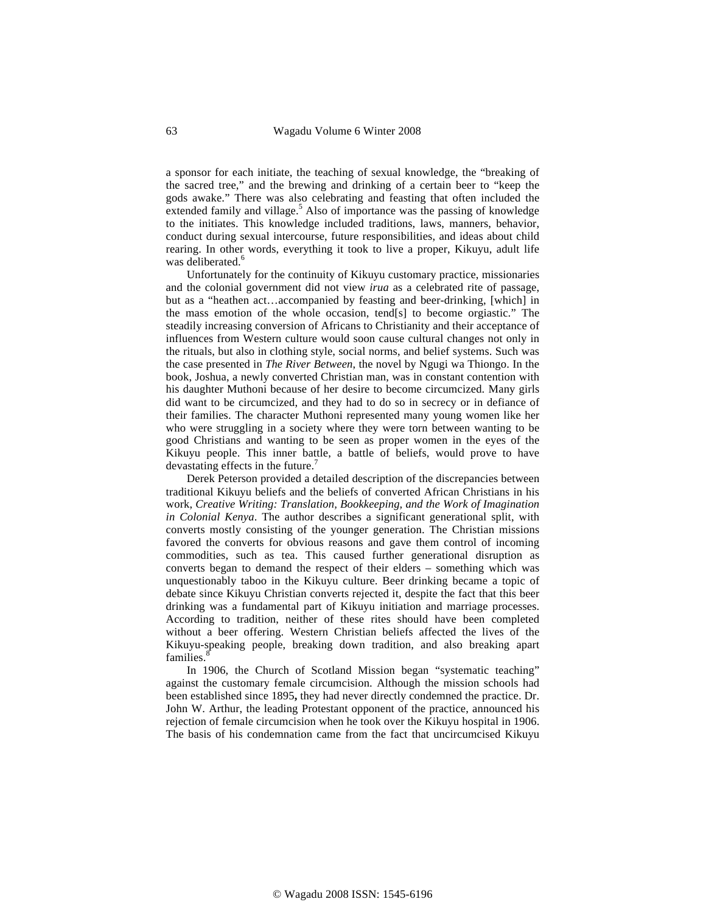a sponsor for each initiate, the teaching of sexual knowledge, the "breaking of the sacred tree," and the brewing and drinking of a certain beer to "keep the gods awake." There was also celebrating and feasting that often included the extended family and village.[5] Also of importance was the passing of knowledge to the initiates. This knowledge included traditions, laws, manners, behavior, conduct during sexual intercourse, future responsibilities, and ideas about child rearing. In other words, everything it took to live a proper, Kikuyu, adult life was deliberated.[6]

Unfortunately for the continuity of Kikuyu customary practice, missionaries and the colonial government did not view *irua* as a celebrated rite of passage, but as a "heathen act…accompanied by feasting and beer-drinking, [which] in the mass emotion of the whole occasion, tend[s] to become orgiastic." The steadily increasing conversion of Africans to Christianity and their acceptance of influences from Western culture would soon cause cultural changes not only in the rituals, but also in clothing style, social norms, and belief systems. Such was the case presented in *The River Between*, the novel by Ngugi wa Thiongo. In the book, Joshua, a newly converted Christian man, was in constant contention with his daughter Muthoni because of her desire to become circumcized. Many girls did want to be circumcized, and they had to do so in secrecy or in defiance of their families. The character Muthoni represented many young women like her who were struggling in a society where they were torn between wanting to be good Christians and wanting to be seen as proper women in the eyes of the Kikuyu people. This inner battle, a battle of beliefs, would prove to have devastating effects in the future.[7]

Derek Peterson provided a detailed description of the discrepancies between traditional Kikuyu beliefs and the beliefs of converted African Christians in his work, *Creative Writing: Translation, Bookkeeping, and the Work of Imagination in Colonial Kenya*. The author describes a significant generational split, with converts mostly consisting of the younger generation. The Christian missions favored the converts for obvious reasons and gave them control of incoming commodities, such as tea. This caused further generational disruption as converts began to demand the respect of their elders – something which was unquestionably taboo in the Kikuyu culture. Beer drinking became a topic of debate since Kikuyu Christian converts rejected it, despite the fact that this beer drinking was a fundamental part of Kikuyu initiation and marriage processes. According to tradition, neither of these rites should have been completed without a beer offering. Western Christian beliefs affected the lives of the Kikuyu-speaking people, breaking down tradition, and also breaking apart families.[8]

In 1906, the Church of Scotland Mission began "systematic teaching" against the customary female circumcision. Although the mission schools had been established since 1895**,** they had never directly condemned the practice. Dr. John W. Arthur, the leading Protestant opponent of the practice, announced his rejection of female circumcision when he took over the Kikuyu hospital in 1906. The basis of his condemnation came from the fact that uncircumcised Kikuyu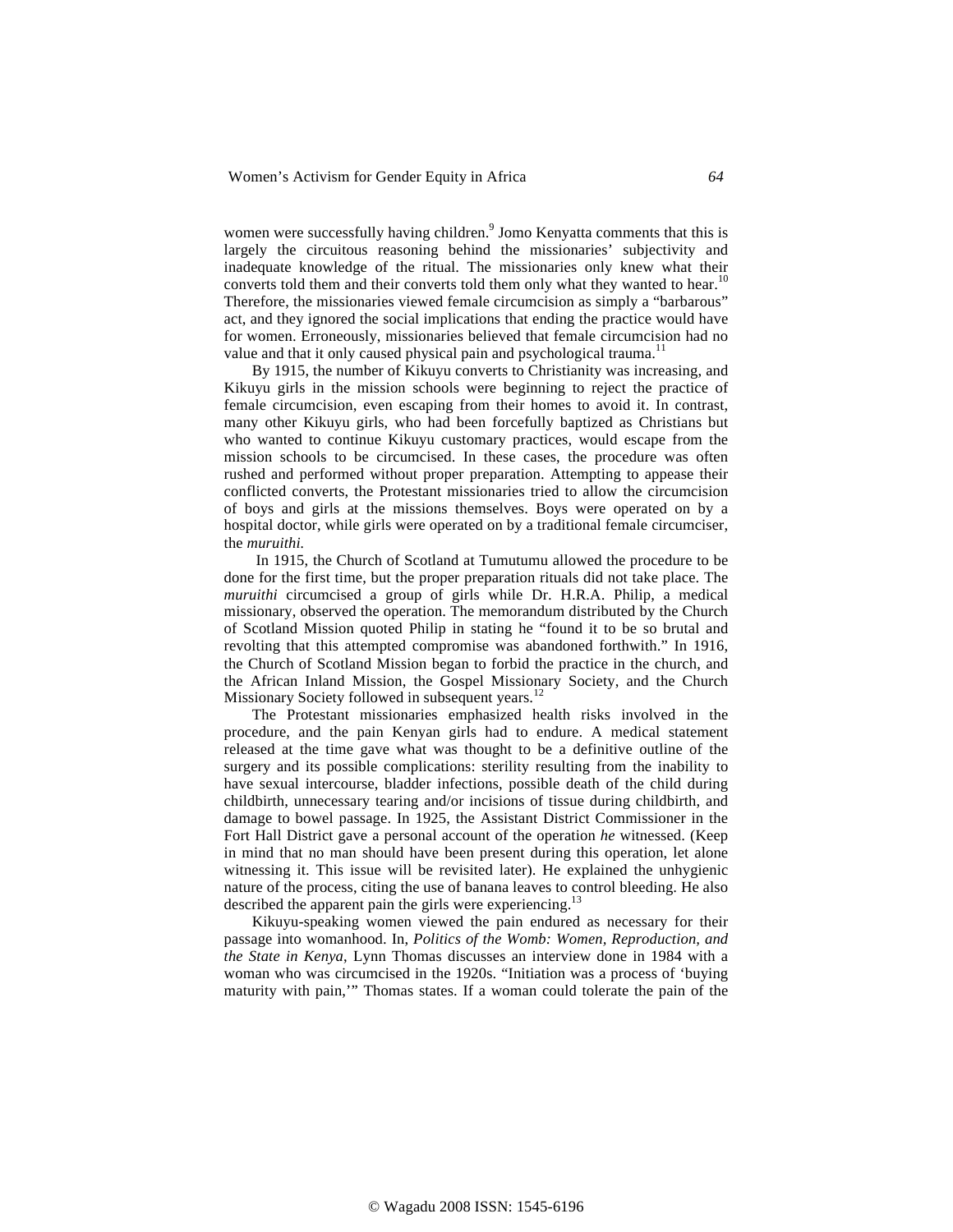women were successfully having children.[9] Jomo Kenyatta comments that this is largely the circuitous reasoning behind the missionaries' subjectivity and inadequate knowledge of the ritual. The missionaries only knew what their converts told them and their converts told them only what they wanted to hear.[10] Therefore, the missionaries viewed female circumcision as simply a "barbarous" act, and they ignored the social implications that ending the practice would have for women. Erroneously, missionaries believed that female circumcision had no value and that it only caused physical pain and psychological trauma.[11]

By 1915, the number of Kikuyu converts to Christianity was increasing, and Kikuyu girls in the mission schools were beginning to reject the practice of female circumcision, even escaping from their homes to avoid it. In contrast, many other Kikuyu girls, who had been forcefully baptized as Christians but who wanted to continue Kikuyu customary practices, would escape from the mission schools to be circumcised. In these cases, the procedure was often rushed and performed without proper preparation. Attempting to appease their conflicted converts, the Protestant missionaries tried to allow the circumcision of boys and girls at the missions themselves. Boys were operated on by a hospital doctor, while girls were operated on by a traditional female circumciser, the *muruithi.*

In 1915, the Church of Scotland at Tumutumu allowed the procedure to be done for the first time, but the proper preparation rituals did not take place. The *muruithi* circumcised a group of girls while Dr. H.R.A. Philip, a medical missionary, observed the operation. The memorandum distributed by the Church of Scotland Mission quoted Philip in stating he "found it to be so brutal and revolting that this attempted compromise was abandoned forthwith." In 1916, the Church of Scotland Mission began to forbid the practice in the church, and the African Inland Mission, the Gospel Missionary Society, and the Church Missionary Society followed in subsequent years.[12]

The Protestant missionaries emphasized health risks involved in the procedure, and the pain Kenyan girls had to endure. A medical statement released at the time gave what was thought to be a definitive outline of the surgery and its possible complications: sterility resulting from the inability to have sexual intercourse, bladder infections, possible death of the child during childbirth, unnecessary tearing and/or incisions of tissue during childbirth, and damage to bowel passage. In 1925, the Assistant District Commissioner in the Fort Hall District gave a personal account of the operation *he* witnessed. (Keep in mind that no man should have been present during this operation, let alone witnessing it. This issue will be revisited later). He explained the unhygienic nature of the process, citing the use of banana leaves to control bleeding. He also described the apparent pain the girls were experiencing.[13]

Kikuyu-speaking women viewed the pain endured as necessary for their passage into womanhood. In, *Politics of the Womb: Women, Reproduction, and the State in Kenya,* Lynn Thomas discusses an interview done in 1984 with a woman who was circumcised in the 1920s. "Initiation was a process of 'buying maturity with pain,'" Thomas states. If a woman could tolerate the pain of the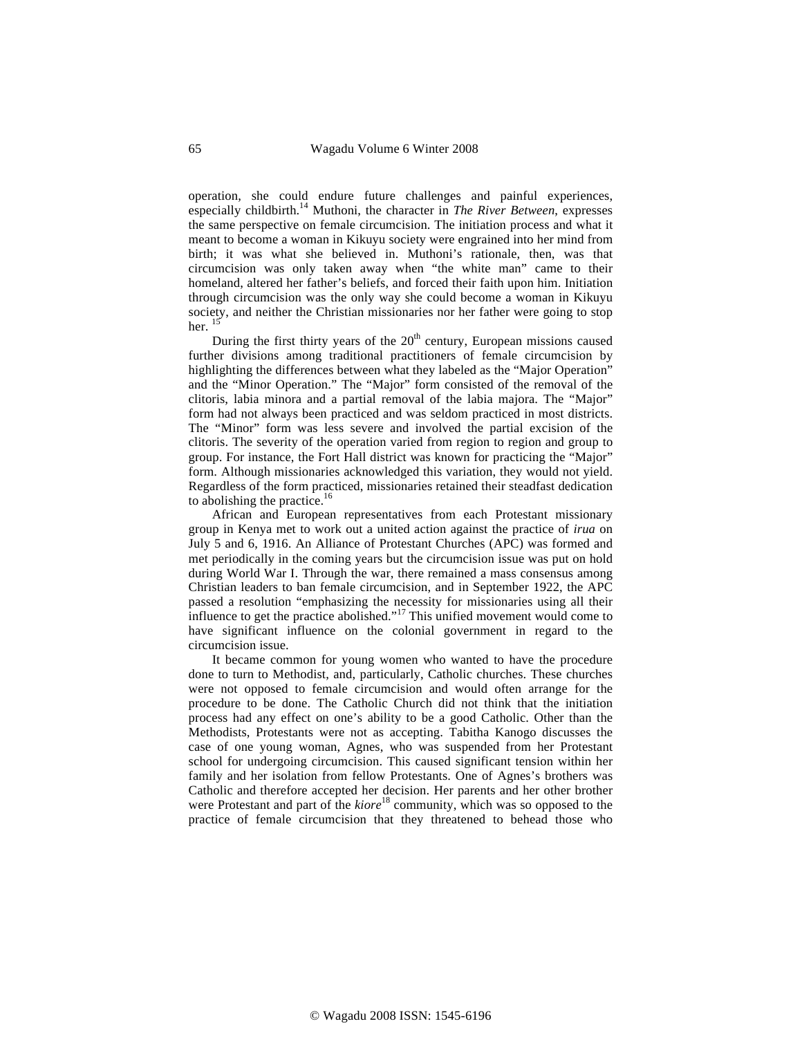operation, she could endure future challenges and painful experiences, especially childbirth.[14] Muthoni, the character in *The River Between*, expresses the same perspective on female circumcision. The initiation process and what it meant to become a woman in Kikuyu society were engrained into her mind from birth; it was what she believed in. Muthoni's rationale, then, was that circumcision was only taken away when "the white man" came to their homeland, altered her father's beliefs, and forced their faith upon him. Initiation through circumcision was the only way she could become a woman in Kikuyu society, and neither the Christian missionaries nor her father were going to stop her. [15]

During the first thirty years of the 20th century, European missions caused further divisions among traditional practitioners of female circumcision by highlighting the differences between what they labeled as the "Major Operation" and the "Minor Operation." The "Major" form consisted of the removal of the clitoris, labia minora and a partial removal of the labia majora. The "Major" form had not always been practiced and was seldom practiced in most districts. The "Minor" form was less severe and involved the partial excision of the clitoris. The severity of the operation varied from region to region and group to group. For instance, the Fort Hall district was known for practicing the "Major" form. Although missionaries acknowledged this variation, they would not yield. Regardless of the form practiced, missionaries retained their steadfast dedication to abolishing the practice.[16]

African and European representatives from each Protestant missionary group in Kenya met to work out a united action against the practice of *irua* on July 5 and 6, 1916. An Alliance of Protestant Churches (APC) was formed and met periodically in the coming years but the circumcision issue was put on hold during World War I. Through the war, there remained a mass consensus among Christian leaders to ban female circumcision, and in September 1922, the APC passed a resolution "emphasizing the necessity for missionaries using all their influence to get the practice abolished."[17] This unified movement would come to have significant influence on the colonial government in regard to the circumcision issue.

It became common for young women who wanted to have the procedure done to turn to Methodist, and, particularly, Catholic churches. These churches were not opposed to female circumcision and would often arrange for the procedure to be done. The Catholic Church did not think that the initiation process had any effect on one's ability to be a good Catholic. Other than the Methodists, Protestants were not as accepting. Tabitha Kanogo discusses the case of one young woman, Agnes, who was suspended from her Protestant school for undergoing circumcision. This caused significant tension within her family and her isolation from fellow Protestants. One of Agnes's brothers was Catholic and therefore accepted her decision. Her parents and her other brother were Protestant and part of the *kiore*[18] community, which was so opposed to the practice of female circumcision that they threatened to behead those who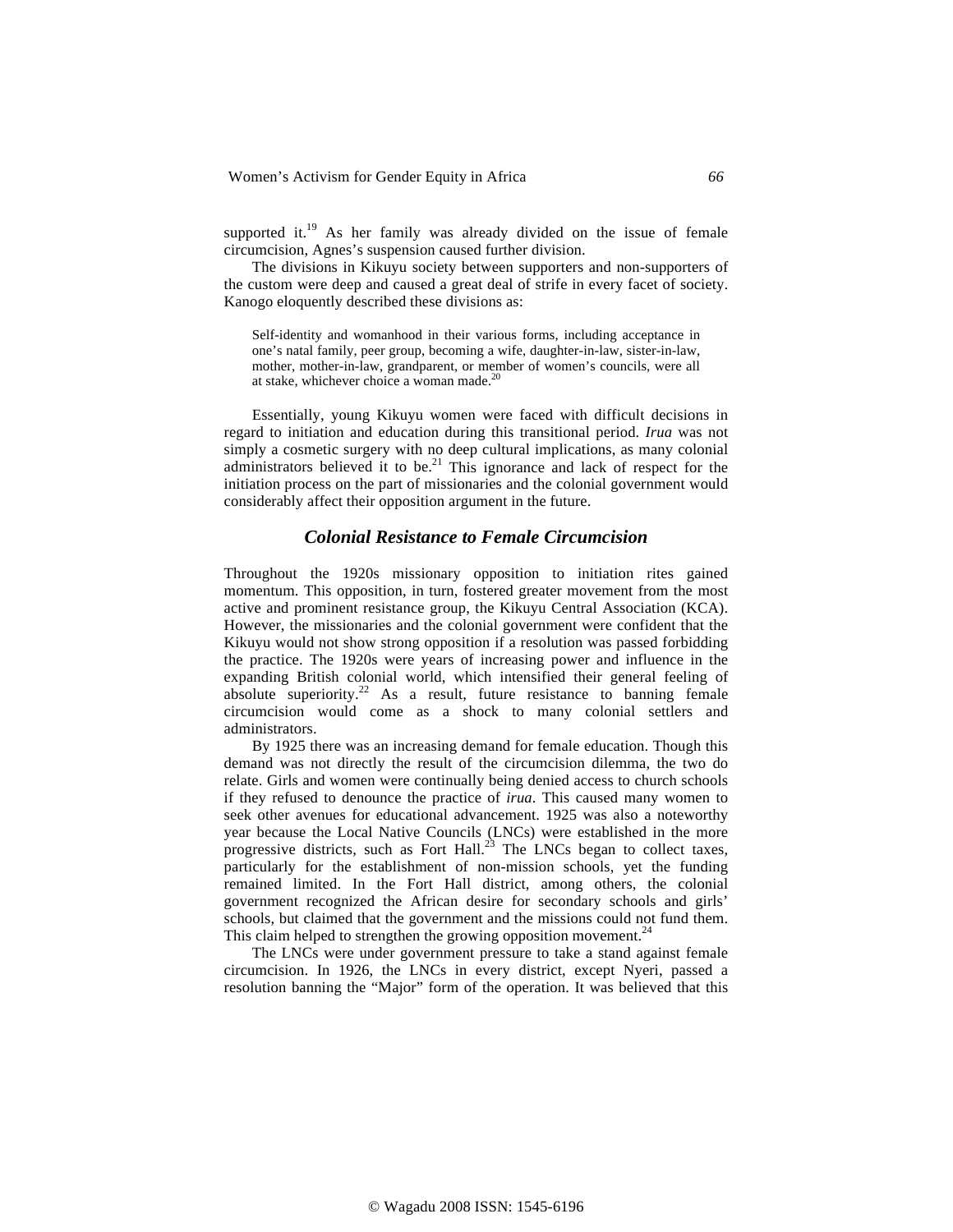supported it.[19] As her family was already divided on the issue of female circumcision, Agnes's suspension caused further division.

The divisions in Kikuyu society between supporters and non-supporters of the custom were deep and caused a great deal of strife in every facet of society. Kanogo eloquently described these divisions as:

> Self-identity and womanhood in their various forms, including acceptance in one's natal family, peer group, becoming a wife, daughter-in-law, sister-in-law, mother, mother-in-law, grandparent, or member of women's councils, were all at stake, whichever choice a woman made.[20]

Essentially, young Kikuyu women were faced with difficult decisions in regard to initiation and education during this transitional period. *Irua* was not simply a cosmetic surgery with no deep cultural implications, as many colonial administrators believed it to be.[21] This ignorance and lack of respect for the initiation process on the part of missionaries and the colonial government would considerably affect their opposition argument in the future.

## *Colonial Resistance to Female Circumcision*

Throughout the 1920s missionary opposition to initiation rites gained momentum. This opposition, in turn, fostered greater movement from the most active and prominent resistance group, the Kikuyu Central Association (KCA). However, the missionaries and the colonial government were confident that the Kikuyu would not show strong opposition if a resolution was passed forbidding the practice. The 1920s were years of increasing power and influence in the expanding British colonial world, which intensified their general feeling of absolute superiority.[22] As a result, future resistance to banning female circumcision would come as a shock to many colonial settlers and administrators.

By 1925 there was an increasing demand for female education. Though this demand was not directly the result of the circumcision dilemma, the two do relate. Girls and women were continually being denied access to church schools if they refused to denounce the practice of *irua*. This caused many women to seek other avenues for educational advancement. 1925 was also a noteworthy year because the Local Native Councils (LNCs) were established in the more progressive districts, such as Fort Hall.[23] The LNCs began to collect taxes, particularly for the establishment of non-mission schools, yet the funding remained limited. In the Fort Hall district, among others, the colonial government recognized the African desire for secondary schools and girls' schools, but claimed that the government and the missions could not fund them. This claim helped to strengthen the growing opposition movement.[24]

The LNCs were under government pressure to take a stand against female circumcision. In 1926, the LNCs in every district, except Nyeri, passed a resolution banning the "Major" form of the operation. It was believed that this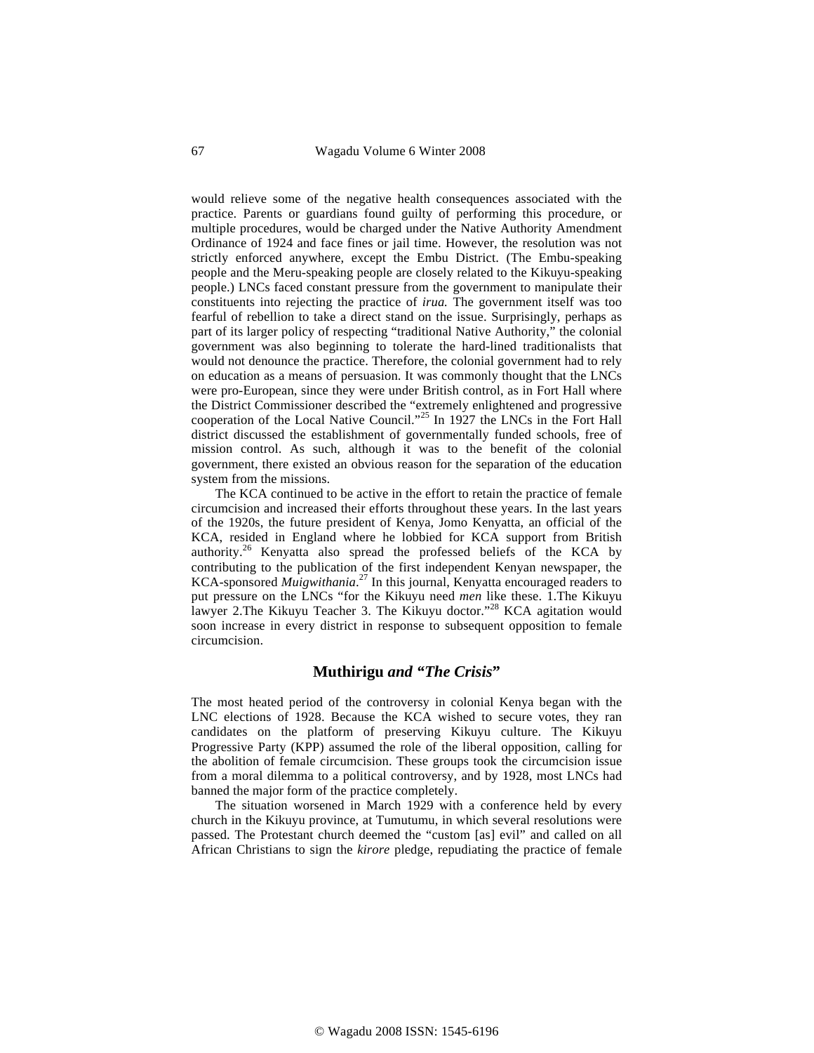would relieve some of the negative health consequences associated with the practice. Parents or guardians found guilty of performing this procedure, or multiple procedures, would be charged under the Native Authority Amendment Ordinance of 1924 and face fines or jail time. However, the resolution was not strictly enforced anywhere, except the Embu District. (The Embu-speaking people and the Meru-speaking people are closely related to the Kikuyu-speaking people.) LNCs faced constant pressure from the government to manipulate their constituents into rejecting the practice of *irua.* The government itself was too fearful of rebellion to take a direct stand on the issue. Surprisingly, perhaps as part of its larger policy of respecting "traditional Native Authority," the colonial government was also beginning to tolerate the hard-lined traditionalists that would not denounce the practice. Therefore, the colonial government had to rely on education as a means of persuasion. It was commonly thought that the LNCs were pro-European, since they were under British control, as in Fort Hall where the District Commissioner described the "extremely enlightened and progressive cooperation of the Local Native Council."[25] In 1927 the LNCs in the Fort Hall district discussed the establishment of governmentally funded schools, free of mission control. As such, although it was to the benefit of the colonial government, there existed an obvious reason for the separation of the education system from the missions.

The KCA continued to be active in the effort to retain the practice of female circumcision and increased their efforts throughout these years. In the last years of the 1920s, the future president of Kenya, Jomo Kenyatta, an official of the KCA, resided in England where he lobbied for KCA support from British authority.[26] Kenyatta also spread the professed beliefs of the KCA by contributing to the publication of the first independent Kenyan newspaper, the KCA-sponsored *Muigwithania*.[27] In this journal, Kenyatta encouraged readers to put pressure on the LNCs "for the Kikuyu need *men* like these. 1.The Kikuyu lawyer 2.The Kikuyu Teacher 3. The Kikuyu doctor."[28] KCA agitation would soon increase in every district in response to subsequent opposition to female circumcision.

## **Muthirigu** ***and "The Crisis"***

The most heated period of the controversy in colonial Kenya began with the LNC elections of 1928. Because the KCA wished to secure votes, they ran candidates on the platform of preserving Kikuyu culture. The Kikuyu Progressive Party (KPP) assumed the role of the liberal opposition, calling for the abolition of female circumcision. These groups took the circumcision issue from a moral dilemma to a political controversy, and by 1928, most LNCs had banned the major form of the practice completely.

The situation worsened in March 1929 with a conference held by every church in the Kikuyu province, at Tumutumu, in which several resolutions were passed. The Protestant church deemed the "custom [as] evil" and called on all African Christians to sign the *kirore* pledge, repudiating the practice of female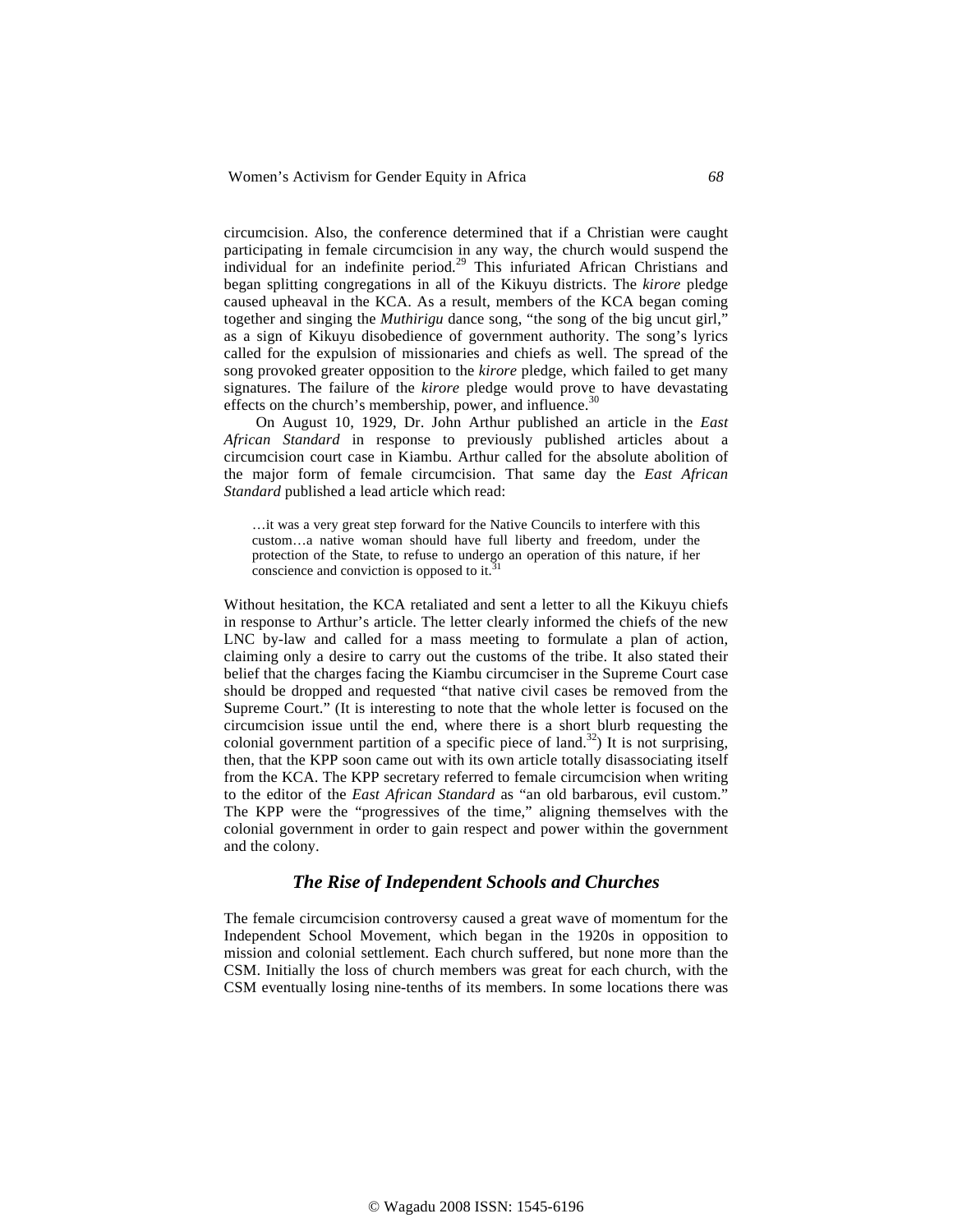circumcision. Also, the conference determined that if a Christian were caught participating in female circumcision in any way, the church would suspend the individual for an indefinite period.[29] This infuriated African Christians and began splitting congregations in all of the Kikuyu districts. The *kirore* pledge caused upheaval in the KCA. As a result, members of the KCA began coming together and singing the *Muthirigu* dance song, "the song of the big uncut girl," as a sign of Kikuyu disobedience of government authority. The song's lyrics called for the expulsion of missionaries and chiefs as well. The spread of the song provoked greater opposition to the *kirore* pledge, which failed to get many signatures. The failure of the *kirore* pledge would prove to have devastating effects on the church's membership, power, and influence.[30]

On August 10, 1929, Dr. John Arthur published an article in the *East African Standard* in response to previously published articles about a circumcision court case in Kiambu. Arthur called for the absolute abolition of the major form of female circumcision. That same day the *East African Standard* published a lead article which read:

> …it was a very great step forward for the Native Councils to interfere with this custom…a native woman should have full liberty and freedom, under the protection of the State, to refuse to undergo an operation of this nature, if her conscience and conviction is opposed to it.[31]

Without hesitation, the KCA retaliated and sent a letter to all the Kikuyu chiefs in response to Arthur's article. The letter clearly informed the chiefs of the new LNC by-law and called for a mass meeting to formulate a plan of action, claiming only a desire to carry out the customs of the tribe. It also stated their belief that the charges facing the Kiambu circumciser in the Supreme Court case should be dropped and requested "that native civil cases be removed from the Supreme Court." (It is interesting to note that the whole letter is focused on the circumcision issue until the end, where there is a short blurb requesting the colonial government partition of a specific piece of land.[32]) It is not surprising, then, that the KPP soon came out with its own article totally disassociating itself from the KCA. The KPP secretary referred to female circumcision when writing to the editor of the *East African Standard* as "an old barbarous, evil custom." The KPP were the "progressives of the time," aligning themselves with the colonial government in order to gain respect and power within the government and the colony.

### *The Rise of Independent Schools and Churches*

The female circumcision controversy caused a great wave of momentum for the Independent School Movement, which began in the 1920s in opposition to mission and colonial settlement. Each church suffered, but none more than the CSM. Initially the loss of church members was great for each church, with the CSM eventually losing nine-tenths of its members. In some locations there was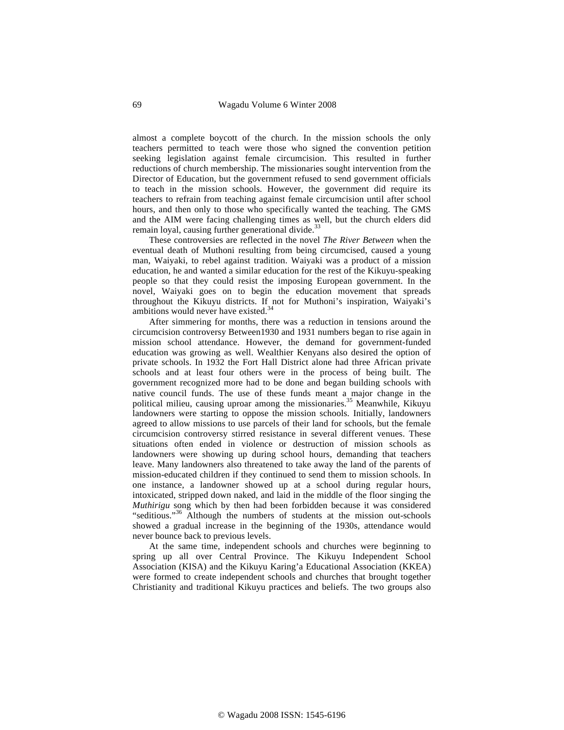almost a complete boycott of the church. In the mission schools the only teachers permitted to teach were those who signed the convention petition seeking legislation against female circumcision. This resulted in further reductions of church membership. The missionaries sought intervention from the Director of Education, but the government refused to send government officials to teach in the mission schools. However, the government did require its teachers to refrain from teaching against female circumcision until after school hours, and then only to those who specifically wanted the teaching. The GMS and the AIM were facing challenging times as well, but the church elders did remain loyal, causing further generational divide.[33]

These controversies are reflected in the novel *The River Between* when the eventual death of Muthoni resulting from being circumcised, caused a young man, Waiyaki, to rebel against tradition. Waiyaki was a product of a mission education, he and wanted a similar education for the rest of the Kikuyu-speaking people so that they could resist the imposing European government. In the novel, Waiyaki goes on to begin the education movement that spreads throughout the Kikuyu districts. If not for Muthoni's inspiration, Waiyaki's ambitions would never have existed.[34]

After simmering for months, there was a reduction in tensions around the circumcision controversy Between1930 and 1931 numbers began to rise again in mission school attendance. However, the demand for government-funded education was growing as well. Wealthier Kenyans also desired the option of private schools. In 1932 the Fort Hall District alone had three African private schools and at least four others were in the process of being built. The government recognized more had to be done and began building schools with native council funds. The use of these funds meant a major change in the political milieu, causing uproar among the missionaries.[35] Meanwhile, Kikuyu landowners were starting to oppose the mission schools. Initially, landowners agreed to allow missions to use parcels of their land for schools, but the female circumcision controversy stirred resistance in several different venues. These situations often ended in violence or destruction of mission schools as landowners were showing up during school hours, demanding that teachers leave. Many landowners also threatened to take away the land of the parents of mission-educated children if they continued to send them to mission schools. In one instance, a landowner showed up at a school during regular hours, intoxicated, stripped down naked, and laid in the middle of the floor singing the *Muthirigu* song which by then had been forbidden because it was considered "seditious."[36] Although the numbers of students at the mission out-schools showed a gradual increase in the beginning of the 1930s, attendance would never bounce back to previous levels.

At the same time, independent schools and churches were beginning to spring up all over Central Province. The Kikuyu Independent School Association (KISA) and the Kikuyu Karing'a Educational Association (KKEA) were formed to create independent schools and churches that brought together Christianity and traditional Kikuyu practices and beliefs. The two groups also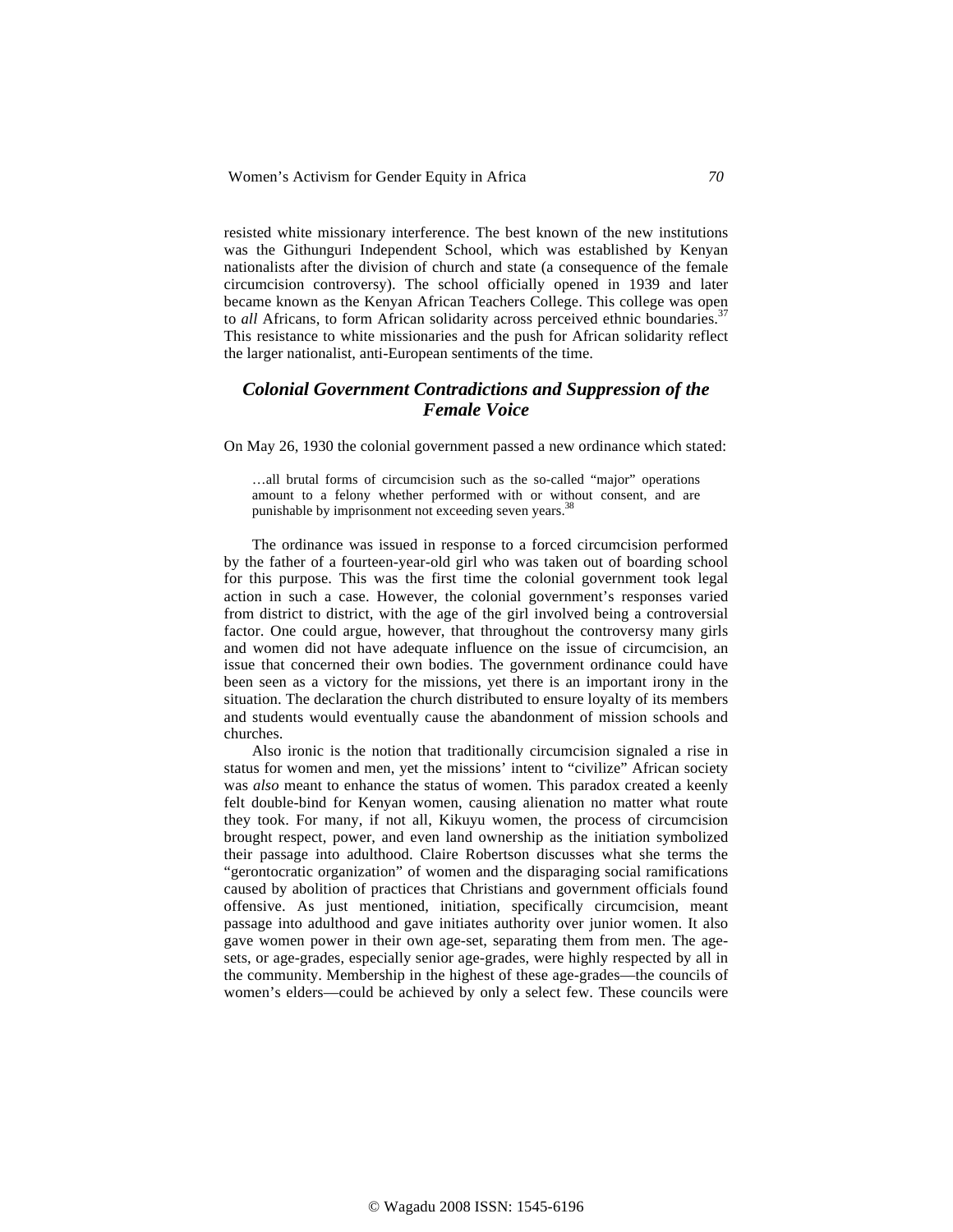resisted white missionary interference. The best known of the new institutions was the Githunguri Independent School, which was established by Kenyan nationalists after the division of church and state (a consequence of the female circumcision controversy). The school officially opened in 1939 and later became known as the Kenyan African Teachers College. This college was open to *all* Africans, to form African solidarity across perceived ethnic boundaries.[37] This resistance to white missionaries and the push for African solidarity reflect the larger nationalist, anti-European sentiments of the time.

## *Colonial Government Contradictions and Suppression of the Female Voice*

On May 26, 1930 the colonial government passed a new ordinance which stated:

> …all brutal forms of circumcision such as the so-called "major" operations amount to a felony whether performed with or without consent, and are punishable by imprisonment not exceeding seven years.[38]

The ordinance was issued in response to a forced circumcision performed by the father of a fourteen-year-old girl who was taken out of boarding school for this purpose. This was the first time the colonial government took legal action in such a case. However, the colonial government's responses varied from district to district, with the age of the girl involved being a controversial factor. One could argue, however, that throughout the controversy many girls and women did not have adequate influence on the issue of circumcision, an issue that concerned their own bodies. The government ordinance could have been seen as a victory for the missions, yet there is an important irony in the situation. The declaration the church distributed to ensure loyalty of its members and students would eventually cause the abandonment of mission schools and churches.

Also ironic is the notion that traditionally circumcision signaled a rise in status for women and men, yet the missions' intent to "civilize" African society was *also* meant to enhance the status of women. This paradox created a keenly felt double-bind for Kenyan women, causing alienation no matter what route they took. For many, if not all, Kikuyu women, the process of circumcision brought respect, power, and even land ownership as the initiation symbolized their passage into adulthood. Claire Robertson discusses what she terms the "gerontocratic organization" of women and the disparaging social ramifications caused by abolition of practices that Christians and government officials found offensive. As just mentioned, initiation, specifically circumcision, meant passage into adulthood and gave initiates authority over junior women. It also gave women power in their own age-set, separating them from men. The age-sets, or age-grades, especially senior age-grades, were highly respected by all in the community. Membership in the highest of these age-grades—the councils of women's elders—could be achieved by only a select few. These councils were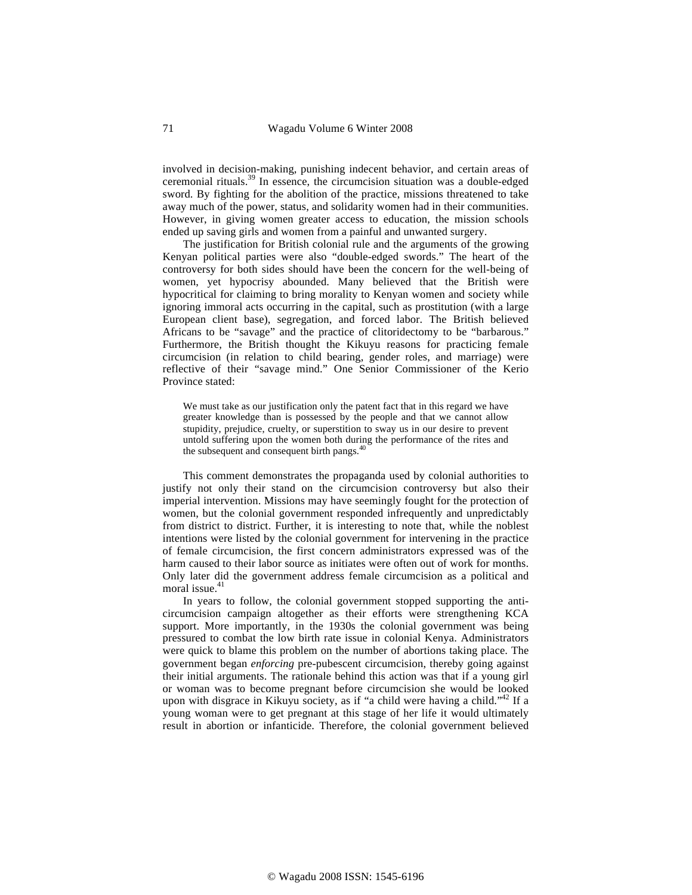involved in decision-making, punishing indecent behavior, and certain areas of ceremonial rituals.[39] In essence, the circumcision situation was a double-edged sword. By fighting for the abolition of the practice, missions threatened to take away much of the power, status, and solidarity women had in their communities. However, in giving women greater access to education, the mission schools ended up saving girls and women from a painful and unwanted surgery.

The justification for British colonial rule and the arguments of the growing Kenyan political parties were also "double-edged swords." The heart of the controversy for both sides should have been the concern for the well-being of women, yet hypocrisy abounded. Many believed that the British were hypocritical for claiming to bring morality to Kenyan women and society while ignoring immoral acts occurring in the capital, such as prostitution (with a large European client base), segregation, and forced labor. The British believed Africans to be "savage" and the practice of clitoridectomy to be "barbarous." Furthermore, the British thought the Kikuyu reasons for practicing female circumcision (in relation to child bearing, gender roles, and marriage) were reflective of their "savage mind." One Senior Commissioner of the Kerio Province stated:

> We must take as our justification only the patent fact that in this regard we have greater knowledge than is possessed by the people and that we cannot allow stupidity, prejudice, cruelty, or superstition to sway us in our desire to prevent untold suffering upon the women both during the performance of the rites and the subsequent and consequent birth pangs.[40]

This comment demonstrates the propaganda used by colonial authorities to justify not only their stand on the circumcision controversy but also their imperial intervention. Missions may have seemingly fought for the protection of women, but the colonial government responded infrequently and unpredictably from district to district. Further, it is interesting to note that, while the noblest intentions were listed by the colonial government for intervening in the practice of female circumcision, the first concern administrators expressed was of the harm caused to their labor source as initiates were often out of work for months. Only later did the government address female circumcision as a political and moral issue.[41]

In years to follow, the colonial government stopped supporting the anti-circumcision campaign altogether as their efforts were strengthening KCA support. More importantly, in the 1930s the colonial government was being pressured to combat the low birth rate issue in colonial Kenya. Administrators were quick to blame this problem on the number of abortions taking place. The government began *enforcing* pre-pubescent circumcision, thereby going against their initial arguments. The rationale behind this action was that if a young girl or woman was to become pregnant before circumcision she would be looked upon with disgrace in Kikuyu society, as if "a child were having a child."[42] If a young woman were to get pregnant at this stage of her life it would ultimately result in abortion or infanticide. Therefore, the colonial government believed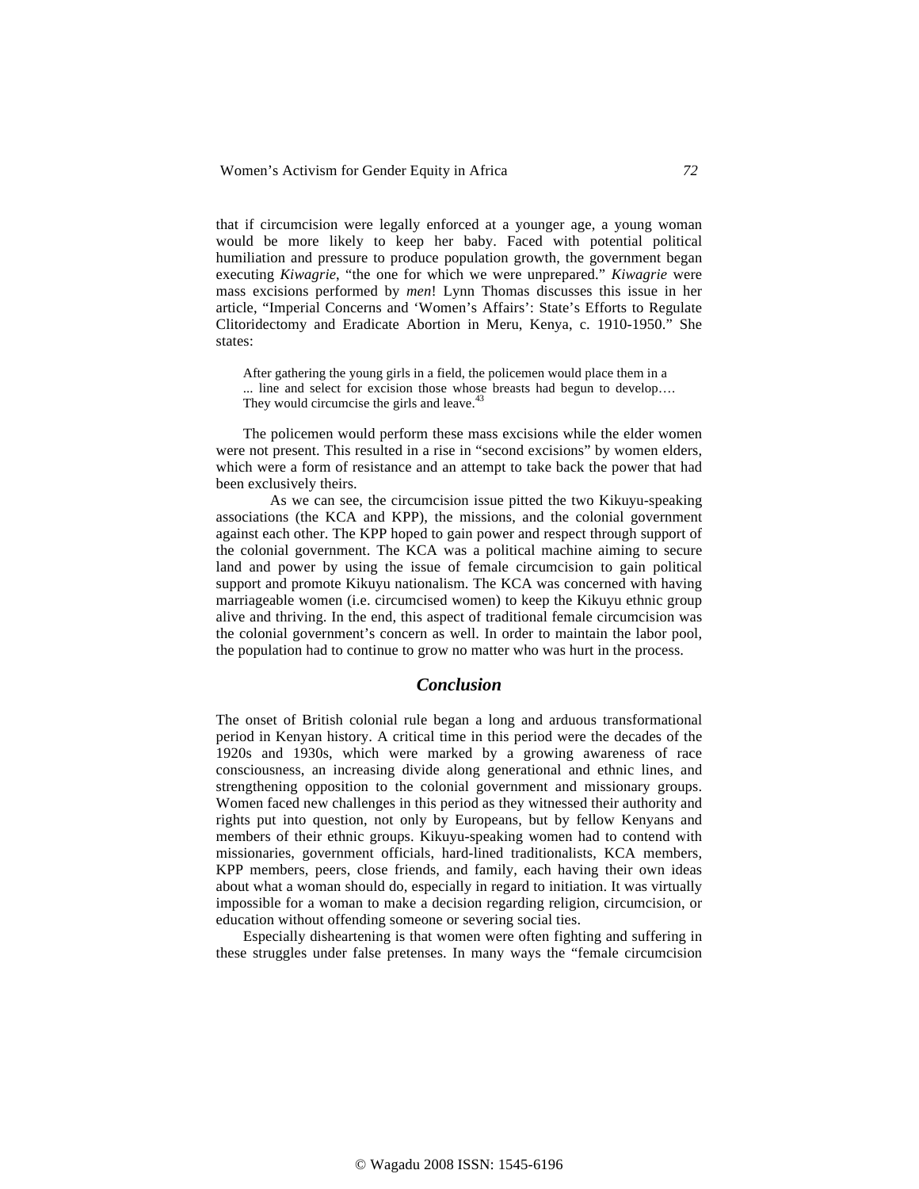that if circumcision were legally enforced at a younger age, a young woman would be more likely to keep her baby. Faced with potential political humiliation and pressure to produce population growth, the government began executing *Kiwagrie*, "the one for which we were unprepared." *Kiwagrie* were mass excisions performed by *men*! Lynn Thomas discusses this issue in her article, "Imperial Concerns and 'Women's Affairs': State's Efforts to Regulate Clitoridectomy and Eradicate Abortion in Meru, Kenya, c. 1910-1950." She states:

> After gathering the young girls in a field, the policemen would place them in a ... line and select for excision those whose breasts had begun to develop…. They would circumcise the girls and leave.[43]

The policemen would perform these mass excisions while the elder women were not present. This resulted in a rise in "second excisions" by women elders, which were a form of resistance and an attempt to take back the power that had been exclusively theirs.

As we can see, the circumcision issue pitted the two Kikuyu-speaking associations (the KCA and KPP), the missions, and the colonial government against each other. The KPP hoped to gain power and respect through support of the colonial government. The KCA was a political machine aiming to secure land and power by using the issue of female circumcision to gain political support and promote Kikuyu nationalism. The KCA was concerned with having marriageable women (i.e. circumcised women) to keep the Kikuyu ethnic group alive and thriving. In the end, this aspect of traditional female circumcision was the colonial government's concern as well. In order to maintain the labor pool, the population had to continue to grow no matter who was hurt in the process.

## *Conclusion*

The onset of British colonial rule began a long and arduous transformational period in Kenyan history. A critical time in this period were the decades of the 1920s and 1930s, which were marked by a growing awareness of race consciousness, an increasing divide along generational and ethnic lines, and strengthening opposition to the colonial government and missionary groups. Women faced new challenges in this period as they witnessed their authority and rights put into question, not only by Europeans, but by fellow Kenyans and members of their ethnic groups. Kikuyu-speaking women had to contend with missionaries, government officials, hard-lined traditionalists, KCA members, KPP members, peers, close friends, and family, each having their own ideas about what a woman should do, especially in regard to initiation. It was virtually impossible for a woman to make a decision regarding religion, circumcision, or education without offending someone or severing social ties.

Especially disheartening is that women were often fighting and suffering in these struggles under false pretenses. In many ways the "female circumcision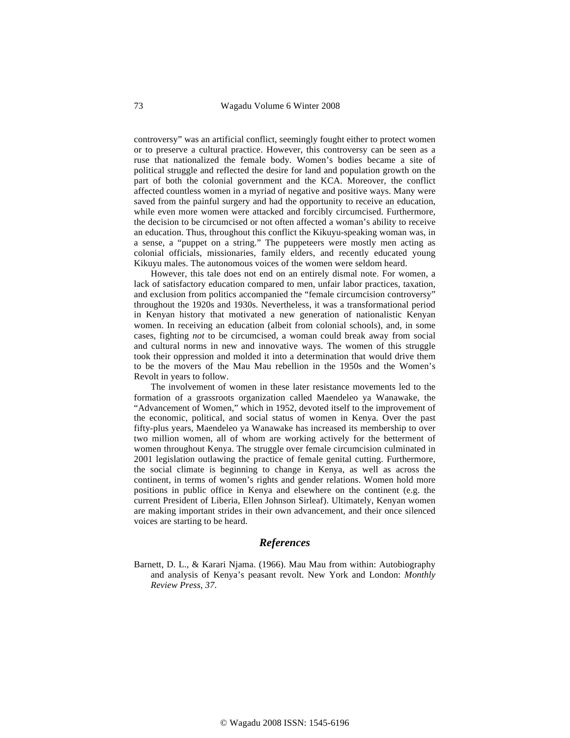controversy" was an artificial conflict, seemingly fought either to protect women or to preserve a cultural practice. However, this controversy can be seen as a ruse that nationalized the female body. Women's bodies became a site of political struggle and reflected the desire for land and population growth on the part of both the colonial government and the KCA. Moreover, the conflict affected countless women in a myriad of negative and positive ways. Many were saved from the painful surgery and had the opportunity to receive an education, while even more women were attacked and forcibly circumcised. Furthermore, the decision to be circumcised or not often affected a woman's ability to receive an education. Thus, throughout this conflict the Kikuyu-speaking woman was, in a sense, a "puppet on a string." The puppeteers were mostly men acting as colonial officials, missionaries, family elders, and recently educated young Kikuyu males. The autonomous voices of the women were seldom heard.

However, this tale does not end on an entirely dismal note. For women, a lack of satisfactory education compared to men, unfair labor practices, taxation, and exclusion from politics accompanied the "female circumcision controversy" throughout the 1920s and 1930s. Nevertheless, it was a transformational period in Kenyan history that motivated a new generation of nationalistic Kenyan women. In receiving an education (albeit from colonial schools), and, in some cases, fighting *not* to be circumcised, a woman could break away from social and cultural norms in new and innovative ways. The women of this struggle took their oppression and molded it into a determination that would drive them to be the movers of the Mau Mau rebellion in the 1950s and the Women's Revolt in years to follow.

The involvement of women in these later resistance movements led to the formation of a grassroots organization called Maendeleo ya Wanawake, the "Advancement of Women," which in 1952, devoted itself to the improvement of the economic, political, and social status of women in Kenya. Over the past fifty-plus years, Maendeleo ya Wanawake has increased its membership to over two million women, all of whom are working actively for the betterment of women throughout Kenya. The struggle over female circumcision culminated in 2001 legislation outlawing the practice of female genital cutting. Furthermore, the social climate is beginning to change in Kenya, as well as across the continent, in terms of women's rights and gender relations. Women hold more positions in public office in Kenya and elsewhere on the continent (e.g. the current President of Liberia, Ellen Johnson Sirleaf). Ultimately, Kenyan women are making important strides in their own advancement, and their once silenced voices are starting to be heard.

## References

Barnett, D. L., & Karari Njama. (1966). Mau Mau from within: Autobiography and analysis of Kenya's peasant revolt. New York and London: *Monthly Review Press, 37*.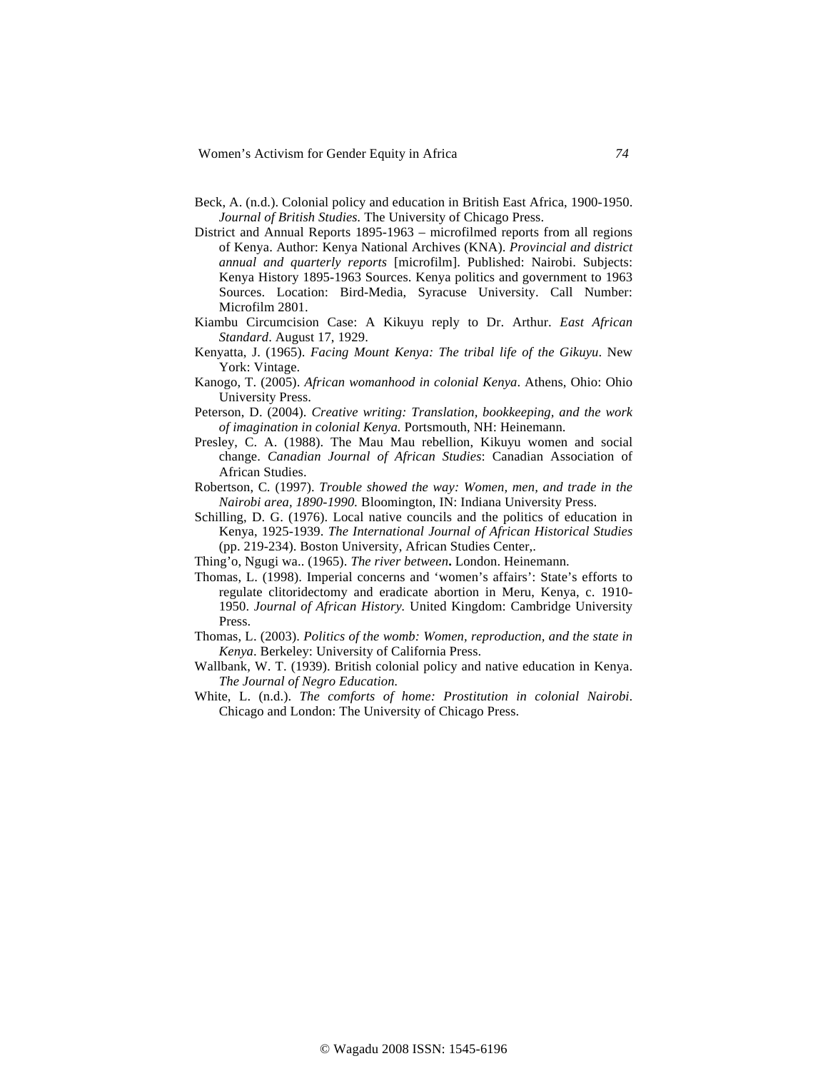Beck, A. (n.d.). Colonial policy and education in British East Africa, 1900-1950. *Journal of British Studies.* The University of Chicago Press.

District and Annual Reports 1895-1963 – microfilmed reports from all regions of Kenya. Author: Kenya National Archives (KNA). *Provincial and district annual and quarterly reports* [microfilm]. Published: Nairobi. Subjects: Kenya History 1895-1963 Sources. Kenya politics and government to 1963 Sources. Location: Bird-Media, Syracuse University. Call Number: Microfilm 2801.

Kiambu Circumcision Case: A Kikuyu reply to Dr. Arthur. *East African Standard*. August 17, 1929.

Kenyatta, J. (1965). *Facing Mount Kenya: The tribal life of the Gikuyu*. New York: Vintage.

Kanogo, T. (2005). *African womanhood in colonial Kenya*. Athens, Ohio: Ohio University Press.

Peterson, D. (2004). *Creative writing: Translation, bookkeeping, and the work of imagination in colonial Kenya.* Portsmouth, NH: Heinemann.

Presley, C. A. (1988). The Mau Mau rebellion, Kikuyu women and social change. *Canadian Journal of African Studies*: Canadian Association of African Studies.

Robertson, C. (1997). *Trouble showed the way: Women, men, and trade in the Nairobi area, 1890-1990.* Bloomington, IN: Indiana University Press.

Schilling, D. G. (1976). Local native councils and the politics of education in Kenya, 1925-1939. *The International Journal of African Historical Studies* (pp. 219-234). Boston University, African Studies Center,.

Thing'o, Ngugi wa.. (1965). *The river between***.** London. Heinemann.

Thomas, L. (1998). Imperial concerns and 'women's affairs': State's efforts to regulate clitoridectomy and eradicate abortion in Meru, Kenya, c. 1910-1950. *Journal of African History.* United Kingdom: Cambridge University Press.

Thomas, L. (2003). *Politics of the womb: Women, reproduction, and the state in Kenya*. Berkeley: University of California Press.

Wallbank, W. T. (1939). British colonial policy and native education in Kenya. *The Journal of Negro Education.*

White, L. (n.d.). *The comforts of home: Prostitution in colonial Nairobi*. Chicago and London: The University of Chicago Press.